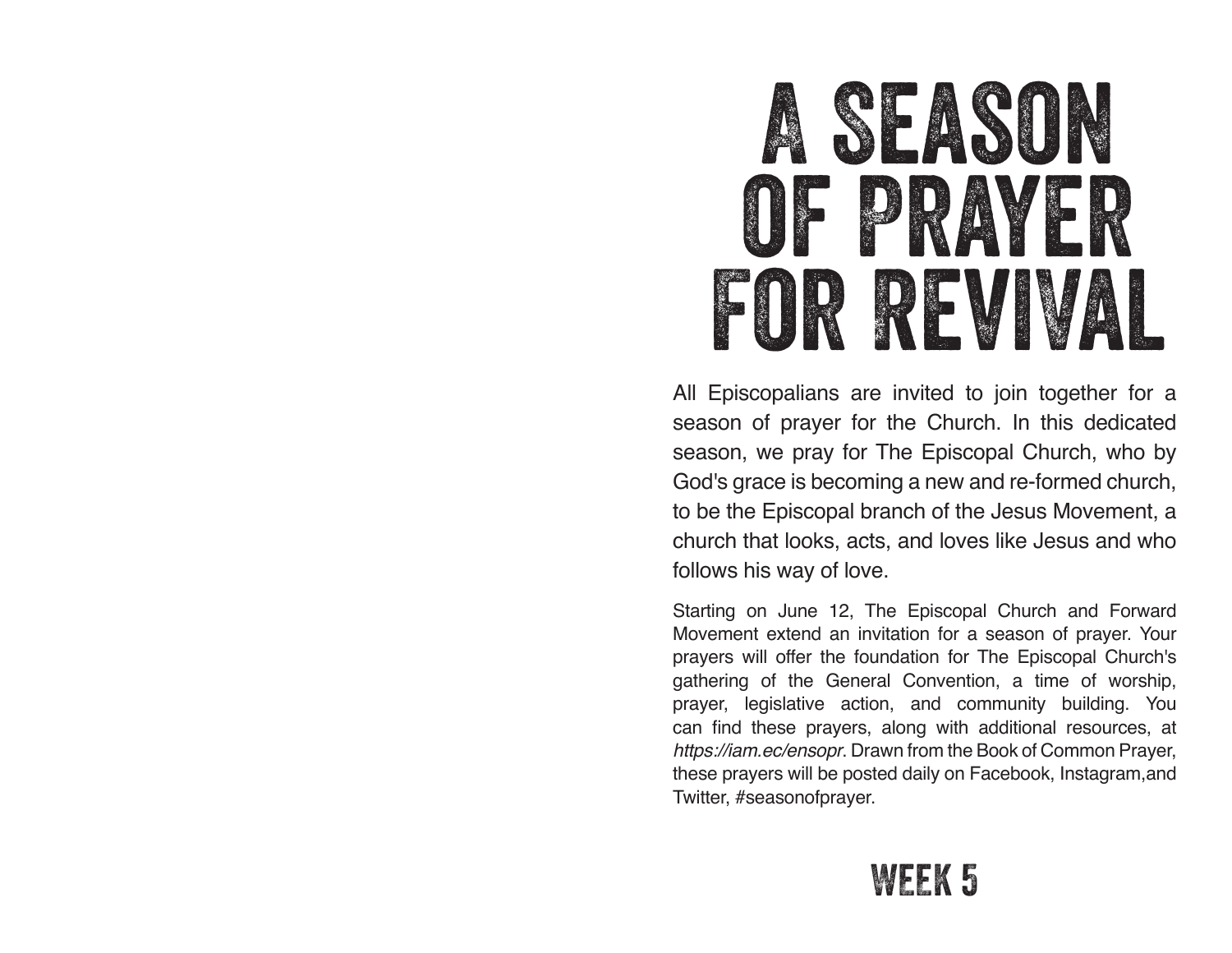# A SEASON OF PRAYER FOR REVIVAL

All Episcopalians are invited to join together for a season of prayer for the Church. In this dedicated season, we pray for The Episcopal Church, who by God's grace is becoming a new and re-formed church, to be the Episcopal branch of the Jesus Movement, a church that looks, acts, and loves like Jesus and who follows his way of love.

Starting on June 12, The Episcopal Church and Forward Movement extend an invitation for a season of prayer. Your prayers will offer the foundation for The Episcopal Church's gathering of the General Convention, a time of worship, prayer, legislative action, and community building. You can find these prayers, along with additional resources, at *https://iam.ec/ensopr*. Drawn from the Book of Common Prayer, these prayers will be posted daily on Facebook, Instagram,and Twitter, #seasonofprayer.

## WEEK 5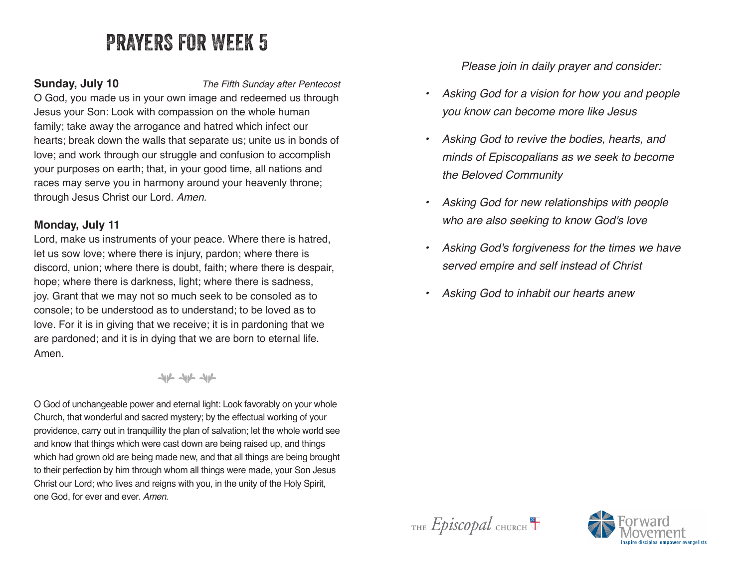# PRAYERS FOR WEEK 5

**Sunday, July 10** *The Fifth Sunday after Pentecost*

O God, you made us in your own image and redeemed us through Jesus your Son: Look with compassion on the whole human family; take away the arrogance and hatred which infect our hearts; break down the walls that separate us; unite us in bonds of love; and work through our struggle and confusion to accomplish your purposes on earth; that, in your good time, all nations and races may serve you in harmony around your heavenly throne; through Jesus Christ our Lord. *Amen.*

**Monday, July 11**

Lord, make us instruments of your peace. Where there is hatred, let us sow love; where there is injury, pardon; where there is discord, union; where there is doubt, faith; where there is despair, hope; where there is darkness, light; where there is sadness, joy. Grant that we may not so much seek to be consoled as to console; to be understood as to understand; to be loved as to love. For it is in giving that we receive; it is in pardoning that we are pardoned; and it is in dying that we are born to eternal life. Amen.

O God of unchangeable power and eternal light: Look favorably on your whole Church, that wonderful and sacred mystery; by the effectual working of your providence, carry out in tranquillity the plan of salvation; let the whole world see and know that things which were cast down are being raised up, and things which had grown old are being made new, and that all things are being brought to their perfection by him through whom all things were made, your Son Jesus Christ our Lord; who lives and reigns with you, in the unity of the Holy Spirit, one God, for ever and ever. *Amen.*

*Please join in daily prayer and consider:*

- *Asking God for a vision for how you and people you know can become more like Jesus*
- *Asking God to revive the bodies, hearts, and minds of Episcopalians as we seek to become the Beloved Community*
- *Asking God for new relationships with people who are also seeking to know God's love*
- *Asking God's forgiveness for the times we have served empire and self instead of Christ*
- *Asking God to inhabit our hearts anew*

THE Episcopal CHURCH

Forward Movement
inspire disciples. empower evangelists